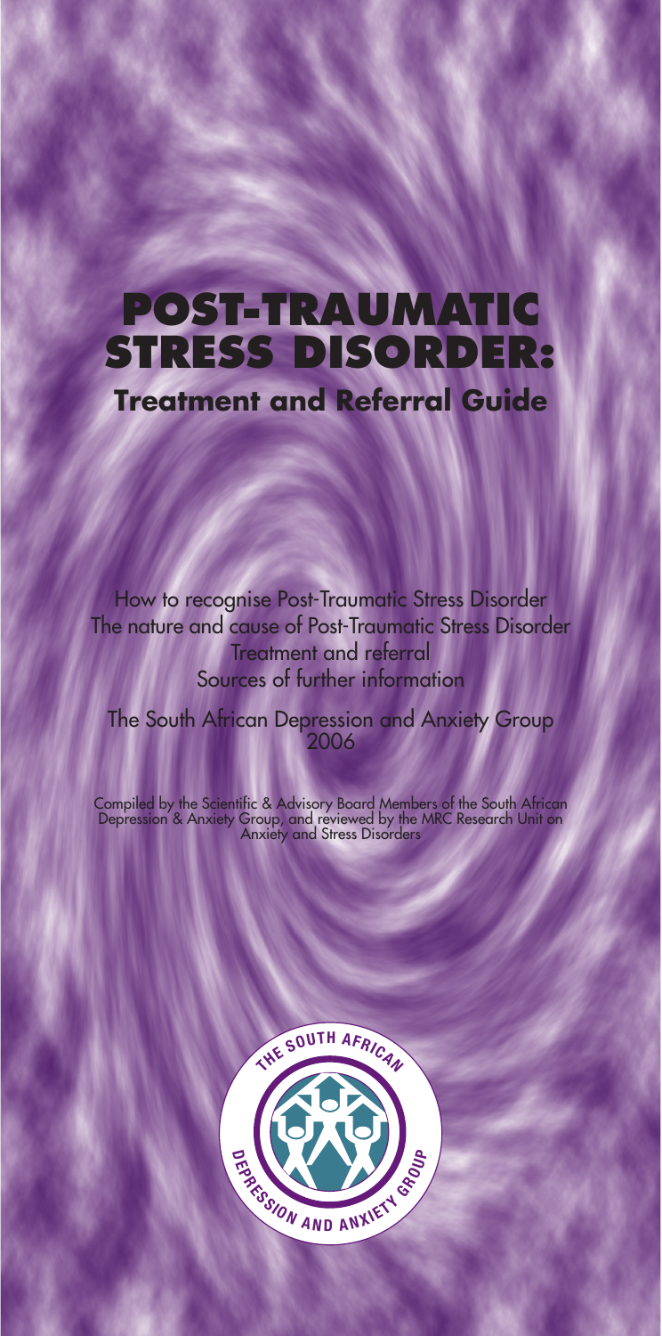# POST-TRAUMATIC STRESS DISORDER:

## Treatment and Referral Guide

How to recognise Post-Traumatic Stress Disorder
The nature and cause of Post-Traumatic Stress Disorder
Treatment and referral
Sources of further information

The South African Depression and Anxiety Group
2006

Compiled by the Scientific & Advisory Board Members of the South African Depression & Anxiety Group, and reviewed by the MRC Research Unit on Anxiety and Stress Disorders

THE SOUTH AFRICAN DEPRESSION AND ANXIETY GROUP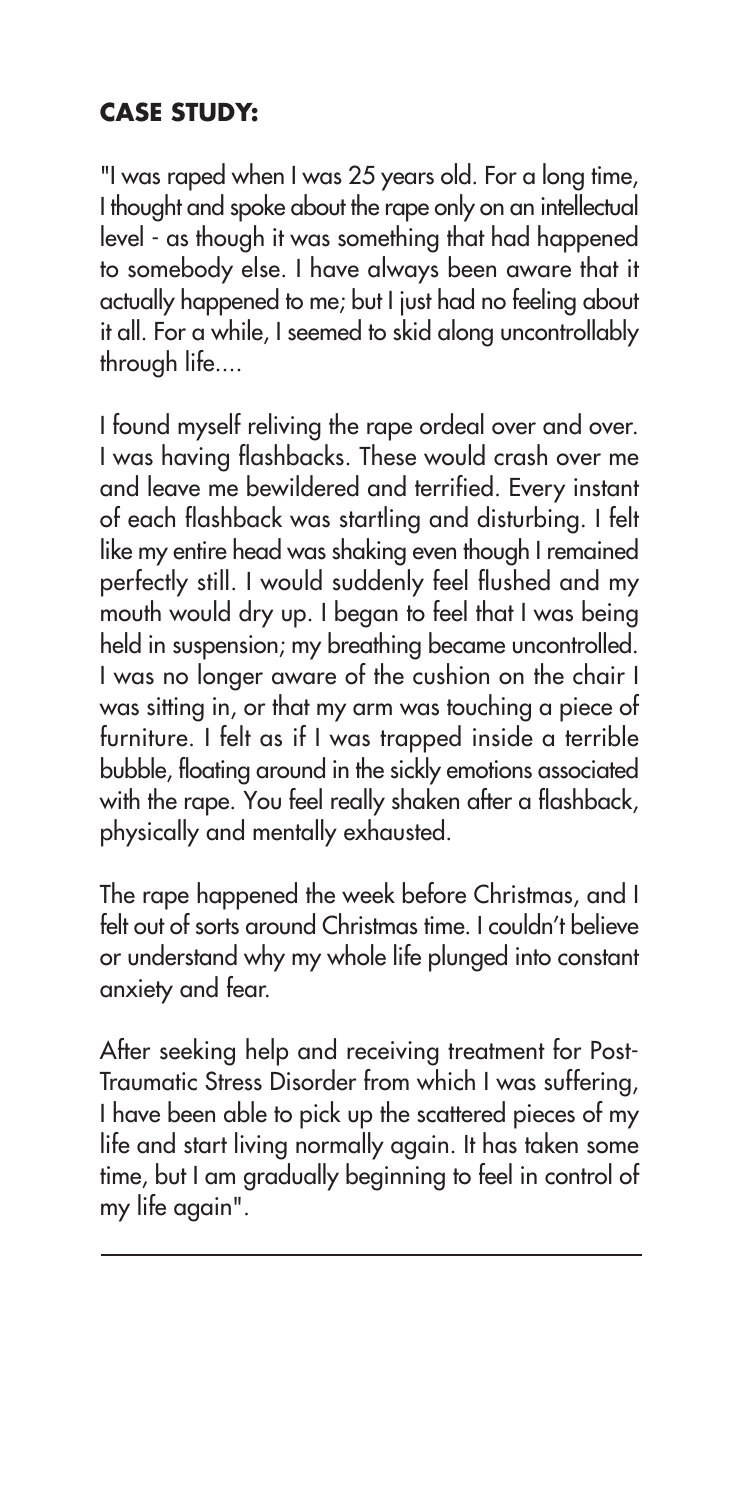**CASE STUDY:**

"I was raped when I was 25 years old. For a long time, I thought and spoke about the rape only on an intellectual level - as though it was something that had happened to somebody else. I have always been aware that it actually happened to me; but I just had no feeling about it all. For a while, I seemed to skid along uncontrollably through life....

I found myself reliving the rape ordeal over and over. I was having flashbacks. These would crash over me and leave me bewildered and terrified. Every instant of each flashback was startling and disturbing. I felt like my entire head was shaking even though I remained perfectly still. I would suddenly feel flushed and my mouth would dry up. I began to feel that I was being held in suspension; my breathing became uncontrolled. I was no longer aware of the cushion on the chair I was sitting in, or that my arm was touching a piece of furniture. I felt as if I was trapped inside a terrible bubble, floating around in the sickly emotions associated with the rape. You feel really shaken after a flashback, physically and mentally exhausted.

The rape happened the week before Christmas, and I felt out of sorts around Christmas time. I couldn't believe or understand why my whole life plunged into constant anxiety and fear.

After seeking help and receiving treatment for Post-Traumatic Stress Disorder from which I was suffering, I have been able to pick up the scattered pieces of my life and start living normally again. It has taken some time, but I am gradually beginning to feel in control of my life again".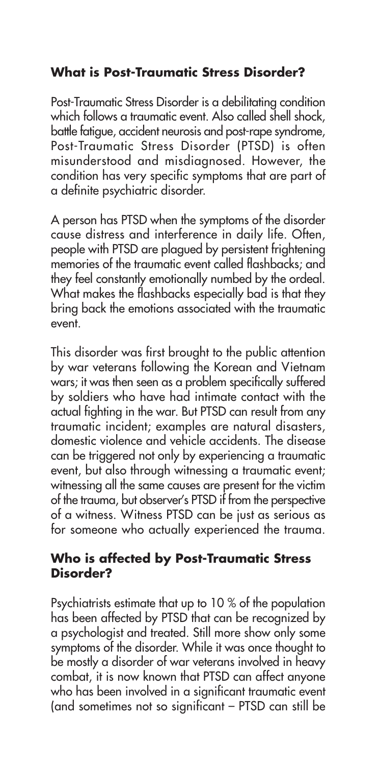## What is Post-Traumatic Stress Disorder?

Post-Traumatic Stress Disorder is a debilitating condition which follows a traumatic event. Also called shell shock, battle fatigue, accident neurosis and post-rape syndrome, Post-Traumatic Stress Disorder (PTSD) is often misunderstood and misdiagnosed. However, the condition has very specific symptoms that are part of a definite psychiatric disorder.

A person has PTSD when the symptoms of the disorder cause distress and interference in daily life. Often, people with PTSD are plagued by persistent frightening memories of the traumatic event called flashbacks; and they feel constantly emotionally numbed by the ordeal. What makes the flashbacks especially bad is that they bring back the emotions associated with the traumatic event.

This disorder was first brought to the public attention by war veterans following the Korean and Vietnam wars; it was then seen as a problem specifically suffered by soldiers who have had intimate contact with the actual fighting in the war. But PTSD can result from any traumatic incident; examples are natural disasters, domestic violence and vehicle accidents. The disease can be triggered not only by experiencing a traumatic event, but also through witnessing a traumatic event; witnessing all the same causes are present for the victim of the trauma, but observer's PTSD if from the perspective of a witness. Witness PTSD can be just as serious as for someone who actually experienced the trauma.

## Who is affected by Post-Traumatic Stress Disorder?

Psychiatrists estimate that up to 10 % of the population has been affected by PTSD that can be recognized by a psychologist and treated. Still more show only some symptoms of the disorder. While it was once thought to be mostly a disorder of war veterans involved in heavy combat, it is now known that PTSD can affect anyone who has been involved in a significant traumatic event (and sometimes not so significant – PTSD can still be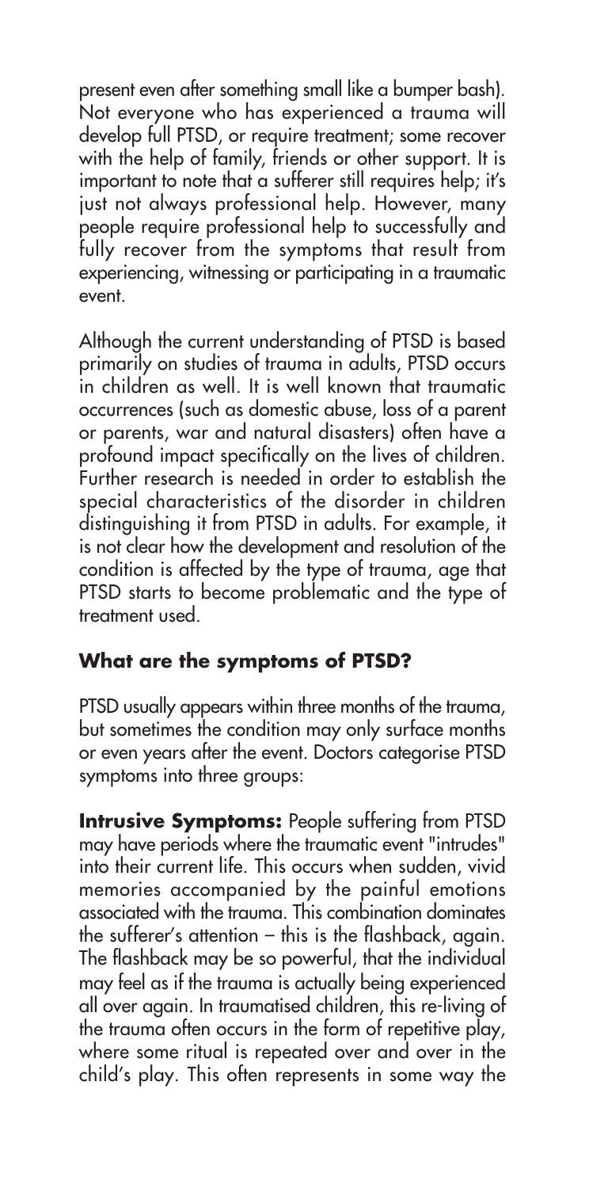present even after something small like a bumper bash). Not everyone who has experienced a trauma will develop full PTSD, or require treatment; some recover with the help of family, friends or other support. It is important to note that a sufferer still requires help; it's just not always professional help. However, many people require professional help to successfully and fully recover from the symptoms that result from experiencing, witnessing or participating in a traumatic event.

Although the current understanding of PTSD is based primarily on studies of trauma in adults, PTSD occurs in children as well. It is well known that traumatic occurrences (such as domestic abuse, loss of a parent or parents, war and natural disasters) often have a profound impact specifically on the lives of children. Further research is needed in order to establish the special characteristics of the disorder in children distinguishing it from PTSD in adults. For example, it is not clear how the development and resolution of the condition is affected by the type of trauma, age that PTSD starts to become problematic and the type of treatment used.

## What are the symptoms of PTSD?

PTSD usually appears within three months of the trauma, but sometimes the condition may only surface months or even years after the event. Doctors categorise PTSD symptoms into three groups:

**Intrusive Symptoms:** People suffering from PTSD may have periods where the traumatic event "intrudes" into their current life. This occurs when sudden, vivid memories accompanied by the painful emotions associated with the trauma. This combination dominates the sufferer's attention – this is the flashback, again. The flashback may be so powerful, that the individual may feel as if the trauma is actually being experienced all over again. In traumatised children, this re-living of the trauma often occurs in the form of repetitive play, where some ritual is repeated over and over in the child's play. This often represents in some way the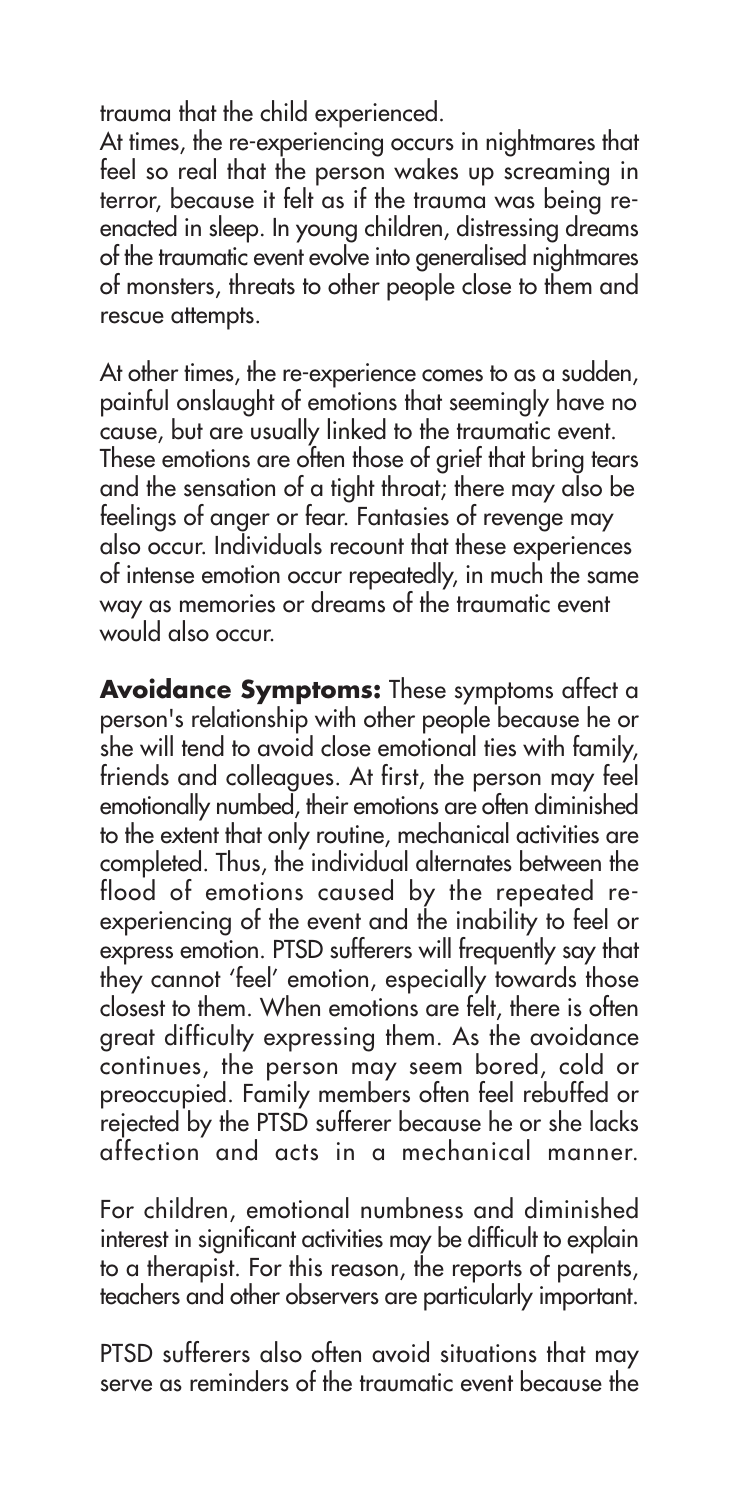trauma that the child experienced.

At times, the re-experiencing occurs in nightmares that feel so real that the person wakes up screaming in terror, because it felt as if the trauma was being re-enacted in sleep. In young children, distressing dreams of the traumatic event evolve into generalised nightmares of monsters, threats to other people close to them and rescue attempts.

At other times, the re-experience comes to as a sudden, painful onslaught of emotions that seemingly have no cause, but are usually linked to the traumatic event. These emotions are often those of grief that bring tears and the sensation of a tight throat; there may also be feelings of anger or fear. Fantasies of revenge may also occur. Individuals recount that these experiences of intense emotion occur repeatedly, in much the same way as memories or dreams of the traumatic event would also occur.

**Avoidance Symptoms:** These symptoms affect a person's relationship with other people because he or she will tend to avoid close emotional ties with family, friends and colleagues. At first, the person may feel emotionally numbed, their emotions are often diminished to the extent that only routine, mechanical activities are completed. Thus, the individual alternates between the flood of emotions caused by the repeated re-experiencing of the event and the inability to feel or express emotion. PTSD sufferers will frequently say that they cannot 'feel' emotion, especially towards those closest to them. When emotions are felt, there is often great difficulty expressing them. As the avoidance continues, the person may seem bored, cold or preoccupied. Family members often feel rebuffed or rejected by the PTSD sufferer because he or she lacks affection and acts in a mechanical manner.

For children, emotional numbness and diminished interest in significant activities may be difficult to explain to a therapist. For this reason, the reports of parents, teachers and other observers are particularly important.

PTSD sufferers also often avoid situations that may serve as reminders of the traumatic event because the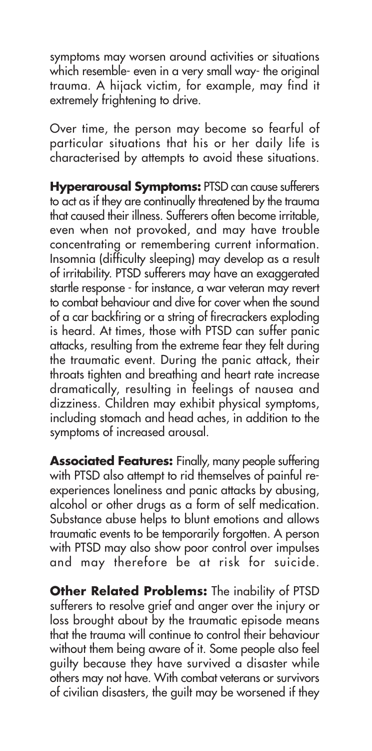symptoms may worsen around activities or situations which resemble- even in a very small way- the original trauma. A hijack victim, for example, may find it extremely frightening to drive.

Over time, the person may become so fearful of particular situations that his or her daily life is characterised by attempts to avoid these situations.

**Hyperarousal Symptoms:** PTSD can cause sufferers to act as if they are continually threatened by the trauma that caused their illness. Sufferers often become irritable, even when not provoked, and may have trouble concentrating or remembering current information. Insomnia (difficulty sleeping) may develop as a result of irritability. PTSD sufferers may have an exaggerated startle response - for instance, a war veteran may revert to combat behaviour and dive for cover when the sound of a car backfiring or a string of firecrackers exploding is heard. At times, those with PTSD can suffer panic attacks, resulting from the extreme fear they felt during the traumatic event. During the panic attack, their throats tighten and breathing and heart rate increase dramatically, resulting in feelings of nausea and dizziness. Children may exhibit physical symptoms, including stomach and head aches, in addition to the symptoms of increased arousal.

**Associated Features:** Finally, many people suffering with PTSD also attempt to rid themselves of painful re-experiences loneliness and panic attacks by abusing, alcohol or other drugs as a form of self medication. Substance abuse helps to blunt emotions and allows traumatic events to be temporarily forgotten. A person with PTSD may also show poor control over impulses and may therefore be at risk for suicide.

**Other Related Problems:** The inability of PTSD sufferers to resolve grief and anger over the injury or loss brought about by the traumatic episode means that the trauma will continue to control their behaviour without them being aware of it. Some people also feel guilty because they have survived a disaster while others may not have. With combat veterans or survivors of civilian disasters, the guilt may be worsened if they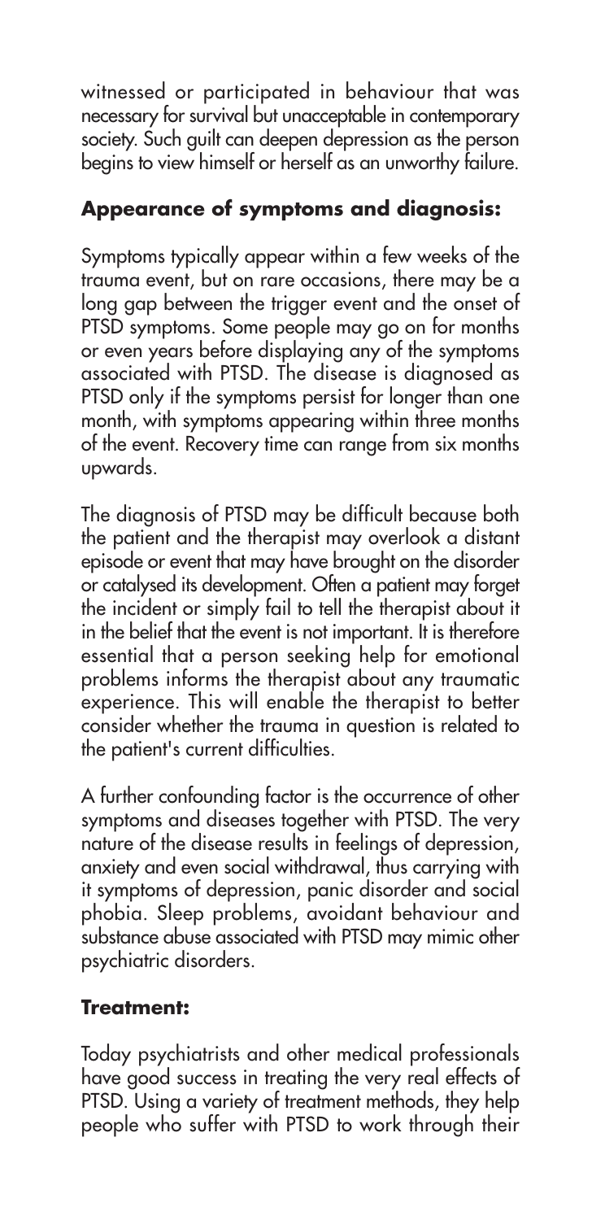witnessed or participated in behaviour that was necessary for survival but unacceptable in contemporary society. Such guilt can deepen depression as the person begins to view himself or herself as an unworthy failure.

## Appearance of symptoms and diagnosis:

Symptoms typically appear within a few weeks of the trauma event, but on rare occasions, there may be a long gap between the trigger event and the onset of PTSD symptoms. Some people may go on for months or even years before displaying any of the symptoms associated with PTSD. The disease is diagnosed as PTSD only if the symptoms persist for longer than one month, with symptoms appearing within three months of the event. Recovery time can range from six months upwards.

The diagnosis of PTSD may be difficult because both the patient and the therapist may overlook a distant episode or event that may have brought on the disorder or catalysed its development. Often a patient may forget the incident or simply fail to tell the therapist about it in the belief that the event is not important. It is therefore essential that a person seeking help for emotional problems informs the therapist about any traumatic experience. This will enable the therapist to better consider whether the trauma in question is related to the patient's current difficulties.

A further confounding factor is the occurrence of other symptoms and diseases together with PTSD. The very nature of the disease results in feelings of depression, anxiety and even social withdrawal, thus carrying with it symptoms of depression, panic disorder and social phobia. Sleep problems, avoidant behaviour and substance abuse associated with PTSD may mimic other psychiatric disorders.

## Treatment:

Today psychiatrists and other medical professionals have good success in treating the very real effects of PTSD. Using a variety of treatment methods, they help people who suffer with PTSD to work through their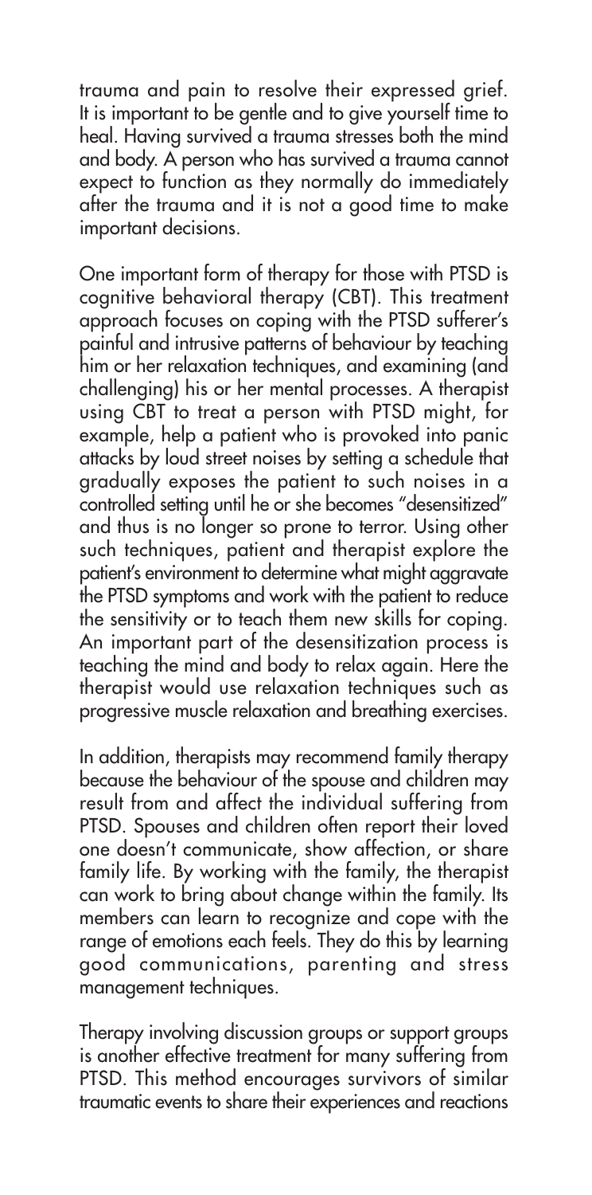trauma and pain to resolve their expressed grief. It is important to be gentle and to give yourself time to heal. Having survived a trauma stresses both the mind and body. A person who has survived a trauma cannot expect to function as they normally do immediately after the trauma and it is not a good time to make important decisions.

One important form of therapy for those with PTSD is cognitive behavioral therapy (CBT). This treatment approach focuses on coping with the PTSD sufferer's painful and intrusive patterns of behaviour by teaching him or her relaxation techniques, and examining (and challenging) his or her mental processes. A therapist using CBT to treat a person with PTSD might, for example, help a patient who is provoked into panic attacks by loud street noises by setting a schedule that gradually exposes the patient to such noises in a controlled setting until he or she becomes "desensitized" and thus is no longer so prone to terror. Using other such techniques, patient and therapist explore the patient's environment to determine what might aggravate the PTSD symptoms and work with the patient to reduce the sensitivity or to teach them new skills for coping. An important part of the desensitization process is teaching the mind and body to relax again. Here the therapist would use relaxation techniques such as progressive muscle relaxation and breathing exercises.

In addition, therapists may recommend family therapy because the behaviour of the spouse and children may result from and affect the individual suffering from PTSD. Spouses and children often report their loved one doesn't communicate, show affection, or share family life. By working with the family, the therapist can work to bring about change within the family. Its members can learn to recognize and cope with the range of emotions each feels. They do this by learning good communications, parenting and stress management techniques.

Therapy involving discussion groups or support groups is another effective treatment for many suffering from PTSD. This method encourages survivors of similar traumatic events to share their experiences and reactions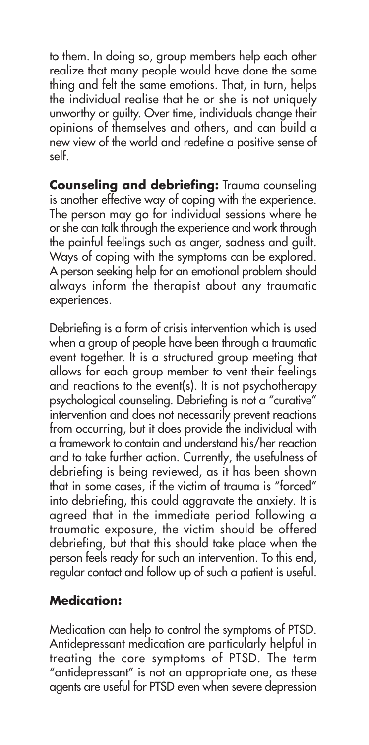to them. In doing so, group members help each other realize that many people would have done the same thing and felt the same emotions. That, in turn, helps the individual realise that he or she is not uniquely unworthy or guilty. Over time, individuals change their opinions of themselves and others, and can build a new view of the world and redefine a positive sense of self.

**Counseling and debriefing:** Trauma counseling is another effective way of coping with the experience. The person may go for individual sessions where he or she can talk through the experience and work through the painful feelings such as anger, sadness and guilt. Ways of coping with the symptoms can be explored. A person seeking help for an emotional problem should always inform the therapist about any traumatic experiences.

Debriefing is a form of crisis intervention which is used when a group of people have been through a traumatic event together. It is a structured group meeting that allows for each group member to vent their feelings and reactions to the event(s). It is not psychotherapy psychological counseling. Debriefing is not a "curative" intervention and does not necessarily prevent reactions from occurring, but it does provide the individual with a framework to contain and understand his/her reaction and to take further action. Currently, the usefulness of debriefing is being reviewed, as it has been shown that in some cases, if the victim of trauma is "forced" into debriefing, this could aggravate the anxiety. It is agreed that in the immediate period following a traumatic exposure, the victim should be offered debriefing, but that this should take place when the person feels ready for such an intervention. To this end, regular contact and follow up of such a patient is useful.

### Medication:

Medication can help to control the symptoms of PTSD. Antidepressant medication are particularly helpful in treating the core symptoms of PTSD. The term "antidepressant" is not an appropriate one, as these agents are useful for PTSD even when severe depression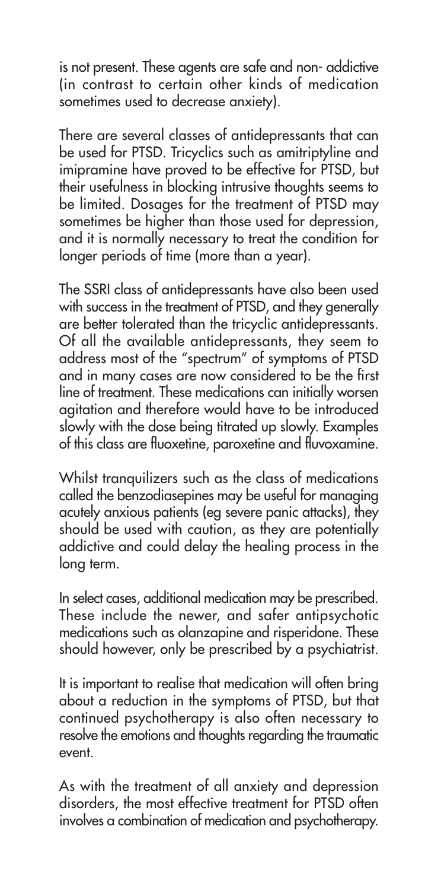is not present. These agents are safe and non- addictive (in contrast to certain other kinds of medication sometimes used to decrease anxiety).

There are several classes of antidepressants that can be used for PTSD. Tricyclics such as amitriptyline and imipramine have proved to be effective for PTSD, but their usefulness in blocking intrusive thoughts seems to be limited. Dosages for the treatment of PTSD may sometimes be higher than those used for depression, and it is normally necessary to treat the condition for longer periods of time (more than a year).

The SSRI class of antidepressants have also been used with success in the treatment of PTSD, and they generally are better tolerated than the tricyclic antidepressants. Of all the available antidepressants, they seem to address most of the "spectrum" of symptoms of PTSD and in many cases are now considered to be the first line of treatment. These medications can initially worsen agitation and therefore would have to be introduced slowly with the dose being titrated up slowly. Examples of this class are fluoxetine, paroxetine and fluvoxamine.

Whilst tranquilizers such as the class of medications called the benzodiasepines may be useful for managing acutely anxious patients (eg severe panic attacks), they should be used with caution, as they are potentially addictive and could delay the healing process in the long term.

In select cases, additional medication may be prescribed. These include the newer, and safer antipsychotic medications such as olanzapine and risperidone. These should however, only be prescribed by a psychiatrist.

It is important to realise that medication will often bring about a reduction in the symptoms of PTSD, but that continued psychotherapy is also often necessary to resolve the emotions and thoughts regarding the traumatic event.

As with the treatment of all anxiety and depression disorders, the most effective treatment for PTSD often involves a combination of medication and psychotherapy.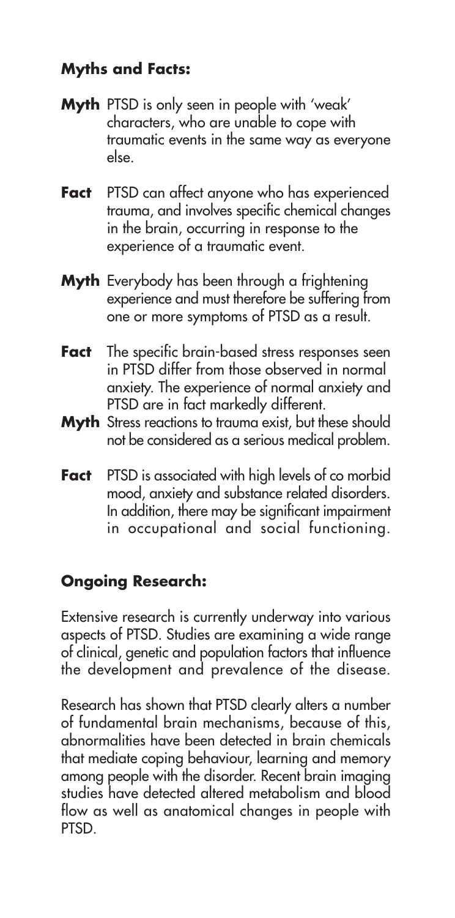### Myths and Facts:

**Myth** PTSD is only seen in people with 'weak' characters, who are unable to cope with traumatic events in the same way as everyone else.

**Fact** PTSD can affect anyone who has experienced trauma, and involves specific chemical changes in the brain, occurring in response to the experience of a traumatic event.

**Myth** Everybody has been through a frightening experience and must therefore be suffering from one or more symptoms of PTSD as a result.

**Fact** The specific brain-based stress responses seen in PTSD differ from those observed in normal anxiety. The experience of normal anxiety and PTSD are in fact markedly different.

**Myth** Stress reactions to trauma exist, but these should not be considered as a serious medical problem.

**Fact** PTSD is associated with high levels of co morbid mood, anxiety and substance related disorders. In addition, there may be significant impairment in occupational and social functioning.

### Ongoing Research:

Extensive research is currently underway into various aspects of PTSD. Studies are examining a wide range of clinical, genetic and population factors that influence the development and prevalence of the disease.

Research has shown that PTSD clearly alters a number of fundamental brain mechanisms, because of this, abnormalities have been detected in brain chemicals that mediate coping behaviour, learning and memory among people with the disorder. Recent brain imaging studies have detected altered metabolism and blood flow as well as anatomical changes in people with PTSD.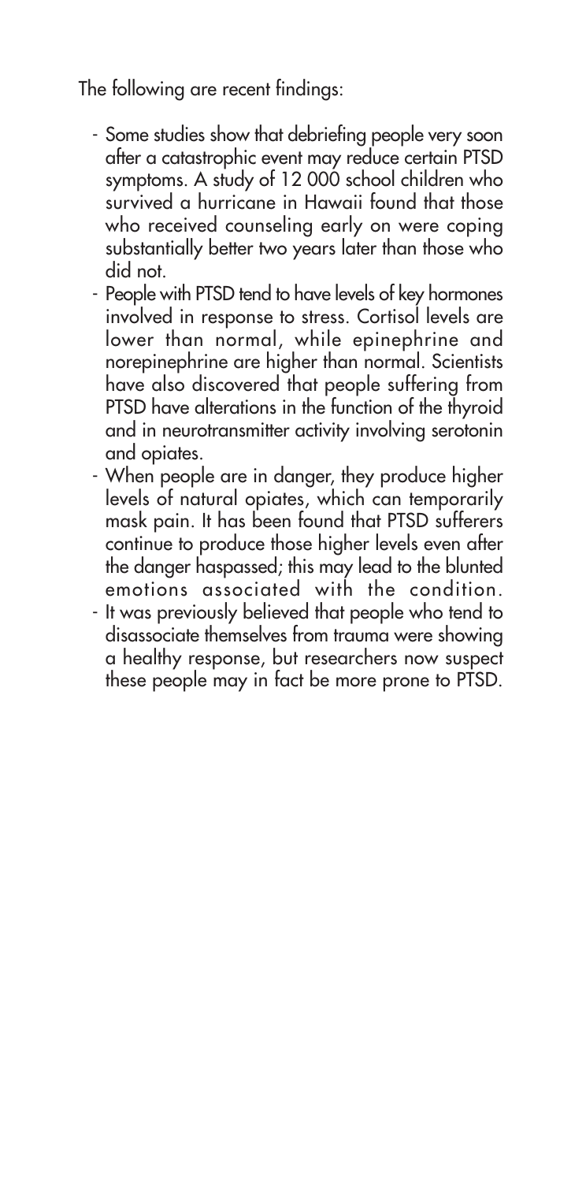The following are recent findings:

- Some studies show that debriefing people very soon after a catastrophic event may reduce certain PTSD symptoms. A study of 12 000 school children who survived a hurricane in Hawaii found that those who received counseling early on were coping substantially better two years later than those who did not.
- People with PTSD tend to have levels of key hormones involved in response to stress. Cortisol levels are lower than normal, while epinephrine and norepinephrine are higher than normal. Scientists have also discovered that people suffering from PTSD have alterations in the function of the thyroid and in neurotransmitter activity involving serotonin and opiates.
- When people are in danger, they produce higher levels of natural opiates, which can temporarily mask pain. It has been found that PTSD sufferers continue to produce those higher levels even after the danger haspassed; this may lead to the blunted emotions associated with the condition.
- It was previously believed that people who tend to disassociate themselves from trauma were showing a healthy response, but researchers now suspect these people may in fact be more prone to PTSD.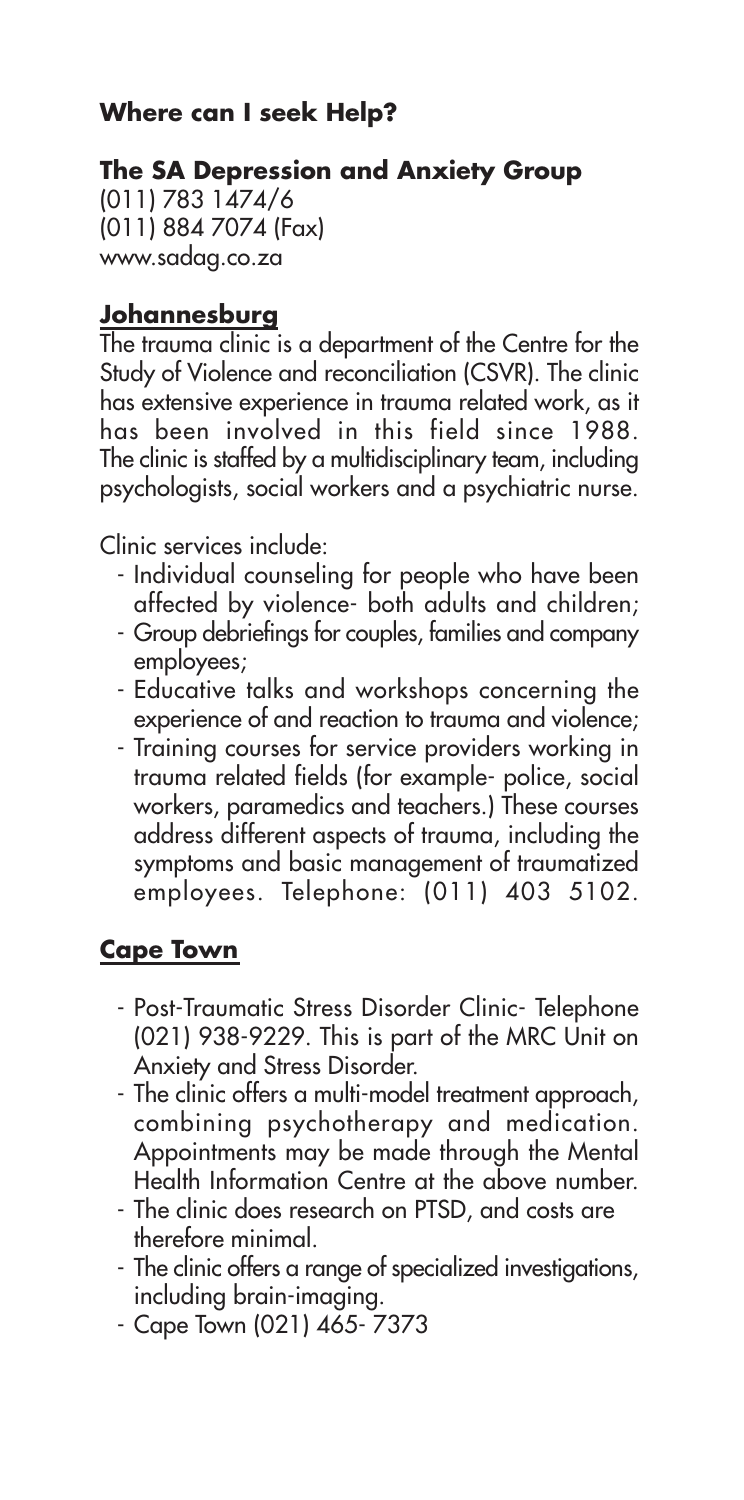## Where can I seek Help?

### The SA Depression and Anxiety Group

(011) 783 1474/6  
(011) 884 7074 (Fax)  
www.sadag.co.za

### Johannesburg

The trauma clinic is a department of the Centre for the Study of Violence and reconciliation (CSVR). The clinic has extensive experience in trauma related work, as it has been involved in this field since 1988. The clinic is staffed by a multidisciplinary team, including psychologists, social workers and a psychiatric nurse.

Clinic services include:

- Individual counseling for people who have been affected by violence- both adults and children;
- Group debriefings for couples, families and company employees;
- Educative talks and workshops concerning the experience of and reaction to trauma and violence;
- Training courses for service providers working in trauma related fields (for example- police, social workers, paramedics and teachers.) These courses address different aspects of trauma, including the symptoms and basic management of traumatized employees. Telephone: (011) 403 5102.

### Cape Town

- Post-Traumatic Stress Disorder Clinic- Telephone (021) 938-9229. This is part of the MRC Unit on Anxiety and Stress Disorder.
- The clinic offers a multi-model treatment approach, combining psychotherapy and medication. Appointments may be made through the Mental Health Information Centre at the above number.
- The clinic does research on PTSD, and costs are therefore minimal.
- The clinic offers a range of specialized investigations, including brain-imaging.
- Cape Town (021) 465- 7373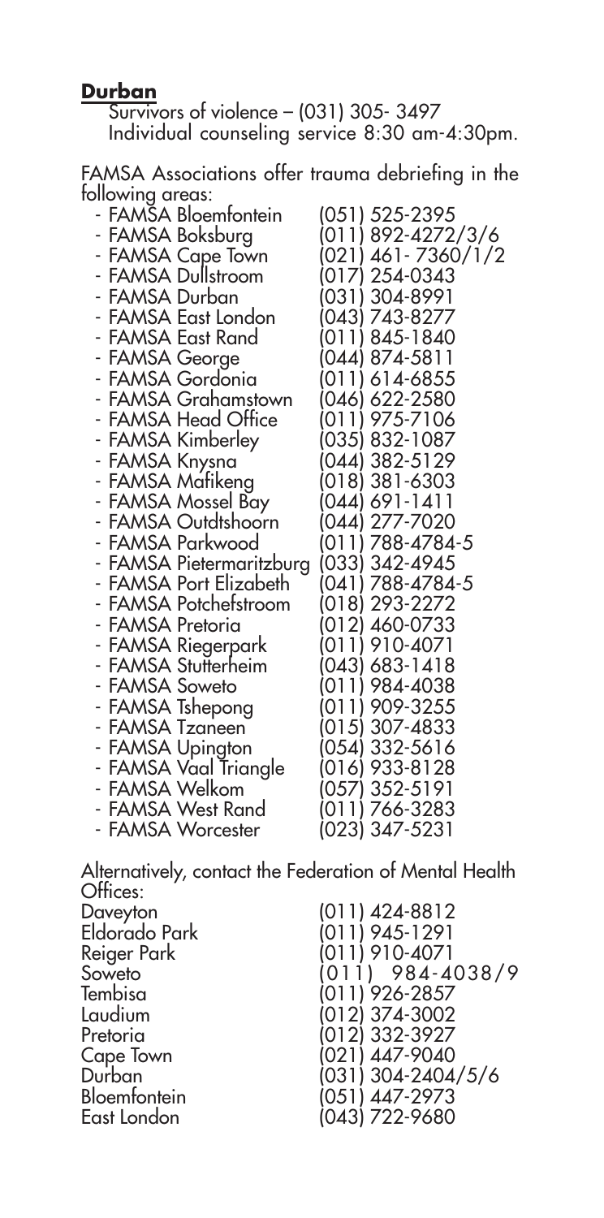**Durban**

Survivors of violence – (031) 305- 3497
Individual counseling service 8:30 am-4:30pm.

FAMSA Associations offer trauma debriefing in the following areas:

- FAMSA Bloemfontein (051) 525-2395
- FAMSA Boksburg (011) 892-4272/3/6
- FAMSA Cape Town (021) 461- 7360/1/2
- FAMSA Dullstroom (017) 254-0343
- FAMSA Durban (031) 304-8991
- FAMSA East London (043) 743-8277
- FAMSA East Rand (011) 845-1840
- FAMSA George (044) 874-5811
- FAMSA Gordonia (011) 614-6855
- FAMSA Grahamstown (046) 622-2580
- FAMSA Head Office (011) 975-7106
- FAMSA Kimberley (035) 832-1087
- FAMSA Knysna (044) 382-5129
- FAMSA Mafikeng (018) 381-6303
- FAMSA Mossel Bay (044) 691-1411
- FAMSA Outdtshoorn (044) 277-7020
- FAMSA Parkwood (011) 788-4784-5
- FAMSA Pietermaritzburg (033) 342-4945
- FAMSA Port Elizabeth (041) 788-4784-5
- FAMSA Potchefstroom (018) 293-2272
- FAMSA Pretoria (012) 460-0733
- FAMSA Riegerpark (011) 910-4071
- FAMSA Stutterheim (043) 683-1418
- FAMSA Soweto (011) 984-4038
- FAMSA Tshepong (011) 909-3255
- FAMSA Tzaneen (015) 307-4833
- FAMSA Upington (054) 332-5616
- FAMSA Vaal Triangle (016) 933-8128
- FAMSA Welkom (057) 352-5191
- FAMSA West Rand (011) 766-3283
- FAMSA Worcester (023) 347-5231

Alternatively, contact the Federation of Mental Health Offices:

| | |
|---|---|
| Daveyton | (011) 424-8812 |
| Eldorado Park | (011) 945-1291 |
| Reiger Park | (011) 910-4071 |
| Soweto | (011) 984-4038/9 |
| Tembisa | (011) 926-2857 |
| Laudium | (012) 374-3002 |
| Pretoria | (012) 332-3927 |
| Cape Town | (021) 447-9040 |
| Durban | (031) 304-2404/5/6 |
| Bloemfontein | (051) 447-2973 |
| East London | (043) 722-9680 |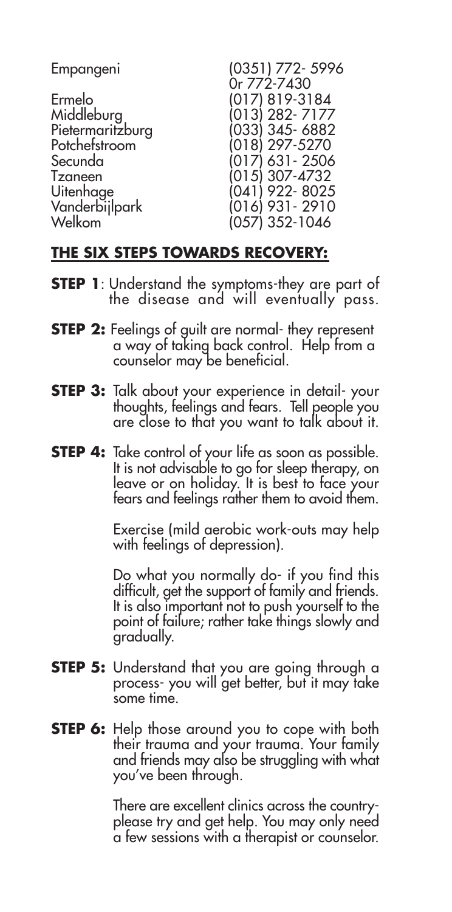| | |
|---|---|
| Empangeni | (0351) 772- 5996 0r 772-7430 |
| Ermelo | (017) 819-3184 |
| Middleburg | (013) 282- 7177 |
| Pietermaritzburg | (033) 345- 6882 |
| Potchefstroom | (018) 297-5270 |
| Secunda | (017) 631- 2506 |
| Tzaneen | (015) 307-4732 |
| Uitenhage | (041) 922- 8025 |
| Vanderbijlpark | (016) 931- 2910 |
| Welkom | (057) 352-1046 |

## THE SIX STEPS TOWARDS RECOVERY:

**STEP 1**: Understand the symptoms-they are part of the disease and will eventually pass.

**STEP 2:** Feelings of guilt are normal- they represent a way of taking back control. Help from a counselor may be beneficial.

**STEP 3:** Talk about your experience in detail- your thoughts, feelings and fears. Tell people you are close to that you want to talk about it.

**STEP 4:** Take control of your life as soon as possible. It is not advisable to go for sleep therapy, on leave or on holiday. It is best to face your fears and feelings rather them to avoid them.

Exercise (mild aerobic work-outs may help with feelings of depression).

Do what you normally do- if you find this difficult, get the support of family and friends. It is also important not to push yourself to the point of failure; rather take things slowly and gradually.

**STEP 5:** Understand that you are going through a process- you will get better, but it may take some time.

**STEP 6:** Help those around you to cope with both their trauma and your trauma. Your family and friends may also be struggling with what you've been through.

There are excellent clinics across the country- please try and get help. You may only need a few sessions with a therapist or counselor.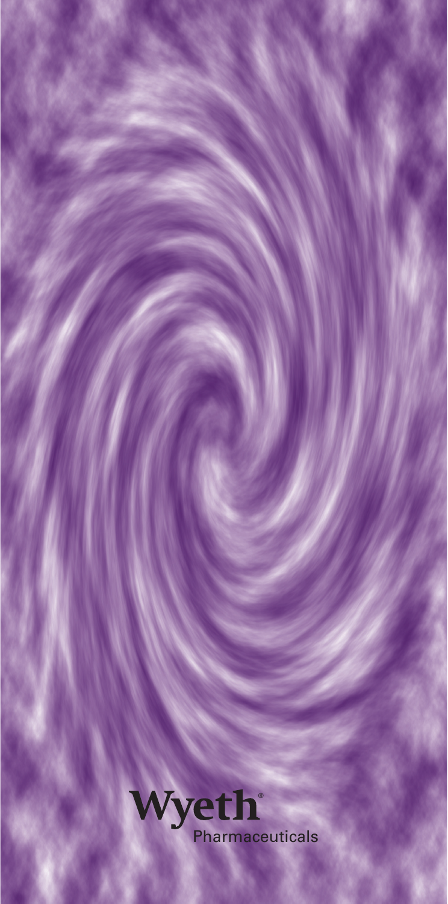Wyeth®
Pharmaceuticals